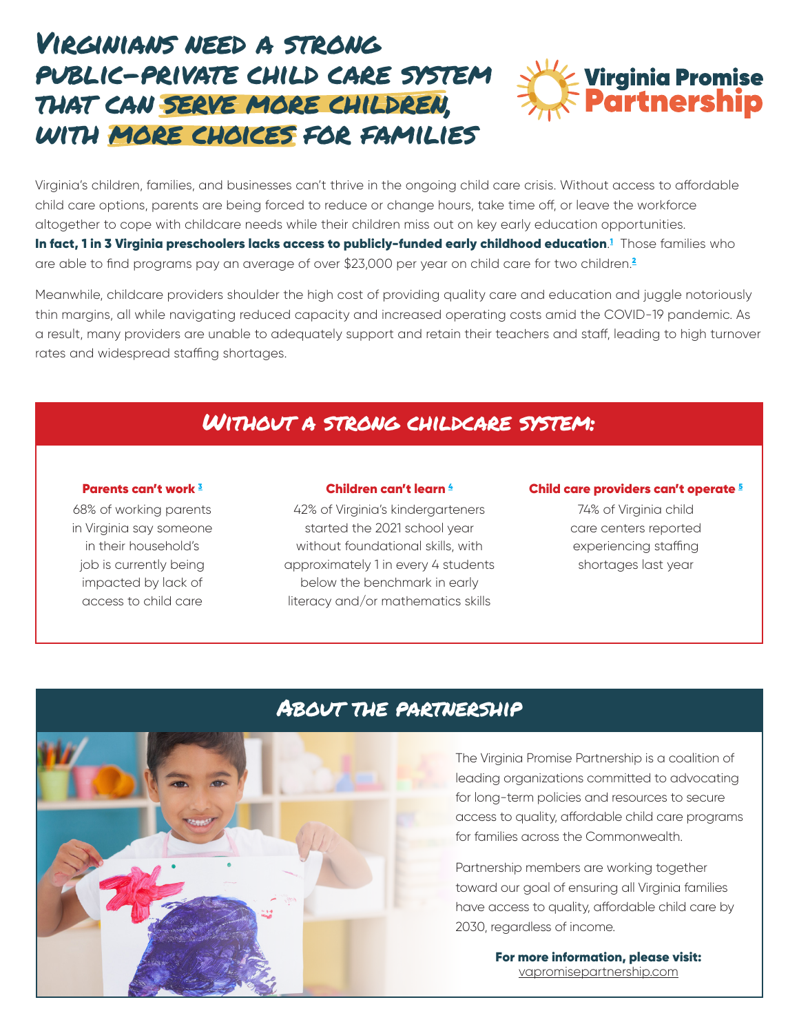# Virginians need a strong public-private child care system that can serve more children, with more choices for families

Virginia Promise Partnership

Virginia's children, families, and businesses can't thrive in the ongoing child care crisis. Without access to affordable child care options, parents are being forced to reduce or change hours, take time off, or leave the workforce altogether to cope with childcare needs while their children miss out on key early education opportunities. **In fact, 1 in 3 Virginia preschoolers lacks access to publicly-funded early childhood education**.[1] Those families who are able to find programs pay an average of over $23,000 per year on child care for two children.[2]

Meanwhile, childcare providers shoulder the high cost of providing quality care and education and juggle notoriously thin margins, all while navigating reduced capacity and increased operating costs amid the COVID-19 pandemic. As a result, many providers are unable to adequately support and retain their teachers and staff, leading to high turnover rates and widespread staffing shortages.

## Without a strong childcare system:

**Parents can't work** [3]

68% of working parents in Virginia say someone in their household's job is currently being impacted by lack of access to child care

**Children can't learn** [4]

42% of Virginia's kindergarteners started the 2021 school year without foundational skills, with approximately 1 in every 4 students below the benchmark in early literacy and/or mathematics skills

**Child care providers can't operate** [5]

74% of Virginia child care centers reported experiencing staffing shortages last year

## About the partnership

The Virginia Promise Partnership is a coalition of leading organizations committed to advocating for long-term policies and resources to secure access to quality, affordable child care programs for families across the Commonwealth.

Partnership members are working together toward our goal of ensuring all Virginia families have access to quality, affordable child care by 2030, regardless of income.

**For more information, please visit:**
vapromisepartnership.com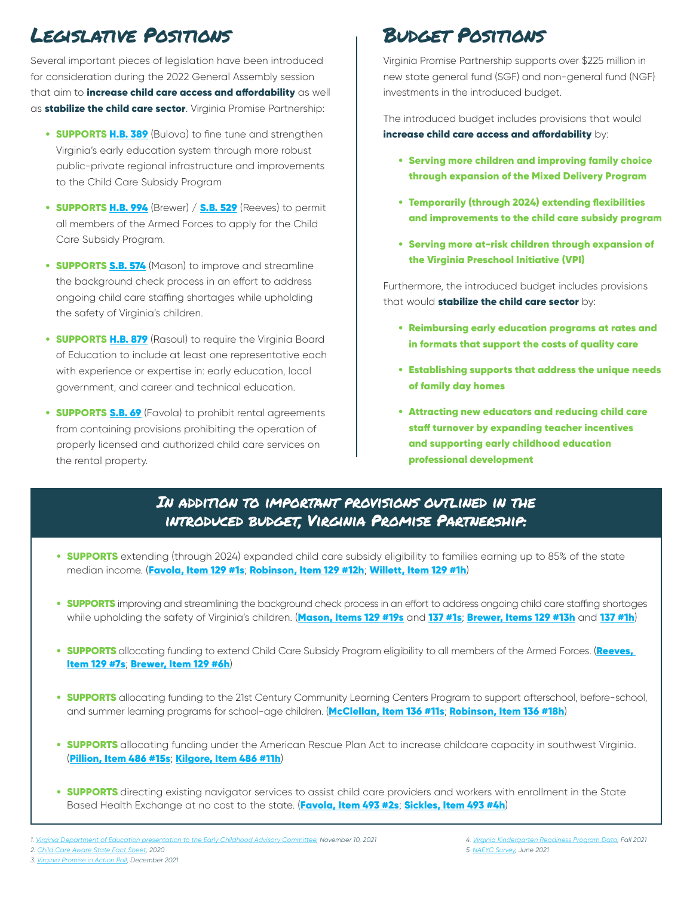# Legislative Positions

Several important pieces of legislation have been introduced for consideration during the 2022 General Assembly session that aim to **increase child care access and affordability** as well as **stabilize the child care sector**. Virginia Promise Partnership:

- **SUPPORTS H.B. 389** (Bulova) to fine tune and strengthen Virginia's early education system through more robust public-private regional infrastructure and improvements to the Child Care Subsidy Program
- **SUPPORTS H.B. 994** (Brewer) / **S.B. 529** (Reeves) to permit all members of the Armed Forces to apply for the Child Care Subsidy Program.
- **SUPPORTS S.B. 574** (Mason) to improve and streamline the background check process in an effort to address ongoing child care staffing shortages while upholding the safety of Virginia's children.
- **SUPPORTS H.B. 879** (Rasoul) to require the Virginia Board of Education to include at least one representative each with experience or expertise in: early education, local government, and career and technical education.
- **SUPPORTS S.B. 69** (Favola) to prohibit rental agreements from containing provisions prohibiting the operation of properly licensed and authorized child care services on the rental property.

# Budget Positions

Virginia Promise Partnership supports over $225 million in new state general fund (SGF) and non-general fund (NGF) investments in the introduced budget.

The introduced budget includes provisions that would **increase child care access and affordability** by:

- **Serving more children and improving family choice through expansion of the Mixed Delivery Program**
- **Temporarily (through 2024) extending flexibilities and improvements to the child care subsidy program**
- **Serving more at-risk children through expansion of the Virginia Preschool Initiative (VPI)**

Furthermore, the introduced budget includes provisions that would **stabilize the child care sector** by:

- **Reimbursing early education programs at rates and in formats that support the costs of quality care**
- **Establishing supports that address the unique needs of family day homes**
- **Attracting new educators and reducing child care staff turnover by expanding teacher incentives and supporting early childhood education professional development**

## In addition to important provisions outlined in the introduced budget, Virginia Promise Partnership:

- **SUPPORTS** extending (through 2024) expanded child care subsidy eligibility to families earning up to 85% of the state median income. (**Favola, Item 129 #1s**; **Robinson, Item 129 #12h**; **Willett, Item 129 #1h**)
- **SUPPORTS** improving and streamlining the background check process in an effort to address ongoing child care staffing shortages while upholding the safety of Virginia's children. (**Mason, Items 129 #19s** and **137 #1s**; **Brewer, Items 129 #13h** and **137 #1h**)
- **SUPPORTS** allocating funding to extend Child Care Subsidy Program eligibility to all members of the Armed Forces. (**Reeves, Item 129 #7s**; **Brewer, Item 129 #6h**)
- **SUPPORTS** allocating funding to the 21st Century Community Learning Centers Program to support afterschool, before-school, and summer learning programs for school-age children. (**McClellan, Item 136 #11s**; **Robinson, Item 136 #18h**)
- **SUPPORTS** allocating funding under the American Rescue Plan Act to increase childcare capacity in southwest Virginia. (**Pillion, Item 486 #15s**; **Kilgore, Item 486 #11h**)
- **SUPPORTS** directing existing navigator services to assist child care providers and workers with enrollment in the State Based Health Exchange at no cost to the state. (**Favola, Item 493 #2s**; **Sickles, Item 493 #4h**)

1. *Virginia Department of Education presentation to the Early Childhood Advisory Committee, November 10, 2021*
2. *Child Care Aware State Fact Sheet, 2020*
3. *Virginia Promise in Action Poll, December 2021*
4. *Virginia Kindergarten Readiness Program Data, Fall 2021*
5. *NAEYC Survey, June 2021*